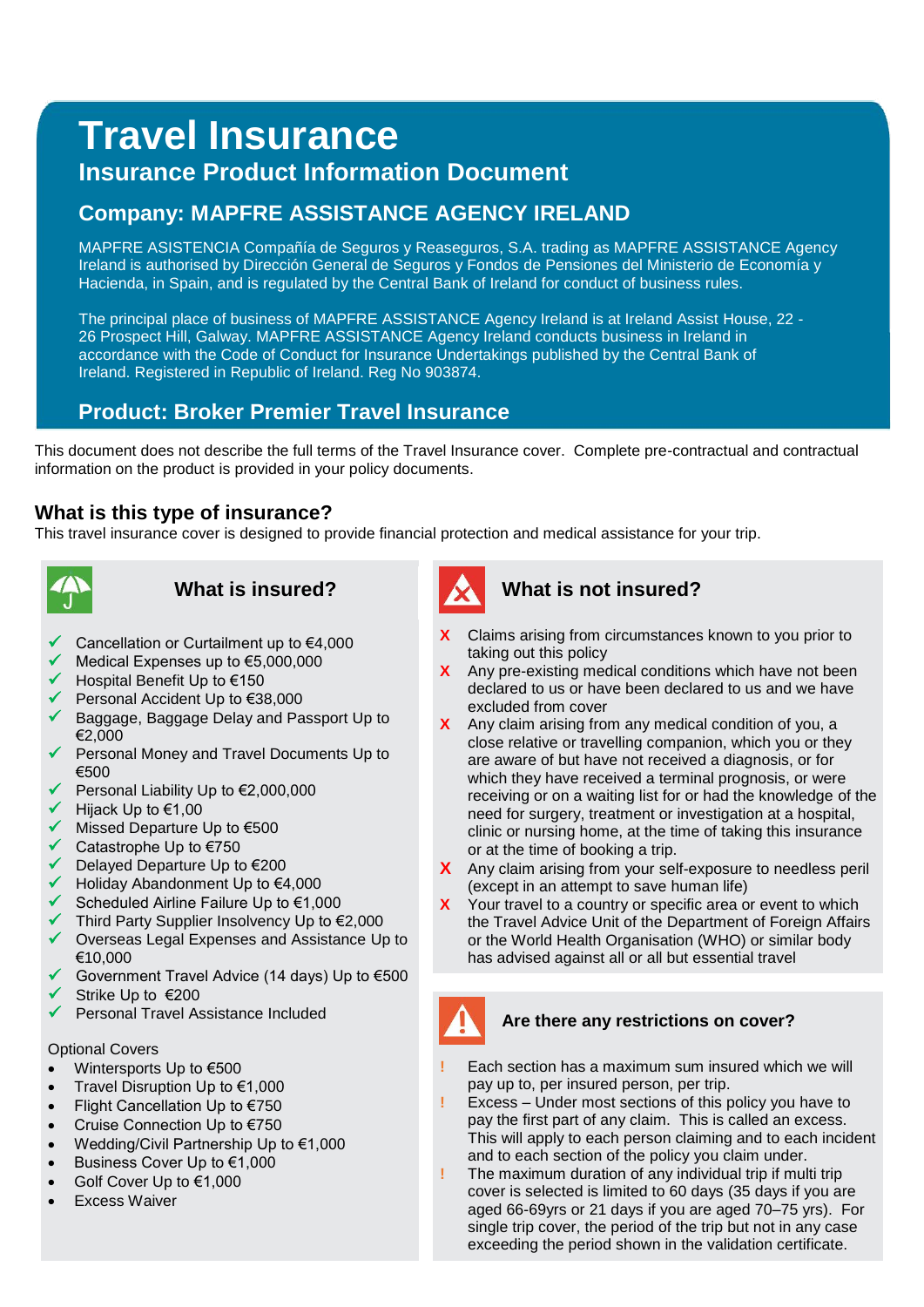# Travel Insurance

## Insurance Product Information Document

## Company: MAPFRE ASSISTANCE AGENCY IRELAND

MAPFRE ASISTENCIA Compañía de Seguros y Reaseguros, S.A. trading as MAPFRE ASSISTANCE Agency Ireland is authorised by Dirección General de Seguros y Fondos de Pensiones del Ministerio de Economía y Hacienda, in Spain, and is regulated by the Central Bank of Ireland for conduct of business rules.

The principal place of business of MAPFRE ASSISTANCE Agency Ireland is at Ireland Assist House, 22 - 26 Prospect Hill, Galway. MAPFRE ASSISTANCE Agency Ireland conducts business in Ireland in accordance with the Code of Conduct for Insurance Undertakings published by the Central Bank of Ireland. Registered in Republic of Ireland. Reg No 903874.

## Product: Broker Premier Travel Insurance

This document does not describe the full terms of the Travel Insurance cover. Complete pre-contractual and contractual information on the product is provided in your policy documents.

### What is this type of insurance?

This travel insurance cover is designed to provide financial protection and medical assistance for your trip.

### What is insured?

- ✓ Cancellation or Curtailment up to €4,000
- ✓ Medical Expenses up to €5,000,000
- ✓ Hospital Benefit Up to €150
- ✓ Personal Accident Up to €38,000
- ✓ Baggage, Baggage Delay and Passport Up to €2,000
- ✓ Personal Money and Travel Documents Up to €500
- ✓ Personal Liability Up to €2,000,000
- ✓ Hijack Up to €1,00
- ✓ Missed Departure Up to €500
- ✓ Catastrophe Up to €750
- ✓ Delayed Departure Up to €200
- ✓ Holiday Abandonment Up to €4,000
- ✓ Scheduled Airline Failure Up to €1,000
- ✓ Third Party Supplier Insolvency Up to €2,000
- ✓ Overseas Legal Expenses and Assistance Up to €10,000
- ✓ Government Travel Advice (14 days) Up to €500
- ✓ Strike Up to €200
- ✓ Personal Travel Assistance Included

Optional Covers

- Wintersports Up to €500
- Travel Disruption Up to €1,000
- Flight Cancellation Up to €750
- Cruise Connection Up to €750
- Wedding/Civil Partnership Up to €1,000
- Business Cover Up to €1,000
- Golf Cover Up to €1,000
- Excess Waiver

### What is not insured?

- X Claims arising from circumstances known to you prior to taking out this policy
- X Any pre-existing medical conditions which have not been declared to us or have been declared to us and we have excluded from cover
- X Any claim arising from any medical condition of you, a close relative or travelling companion, which you or they are aware of but have not received a diagnosis, or for which they have received a terminal prognosis, or were receiving or on a waiting list for or had the knowledge of the need for surgery, treatment or investigation at a hospital, clinic or nursing home, at the time of taking this insurance or at the time of booking a trip.
- X Any claim arising from your self-exposure to needless peril (except in an attempt to save human life)
- X Your travel to a country or specific area or event to which the Travel Advice Unit of the Department of Foreign Affairs or the World Health Organisation (WHO) or similar body has advised against all or all but essential travel

### Are there any restrictions on cover?

- ! Each section has a maximum sum insured which we will pay up to, per insured person, per trip.
- ! Excess – Under most sections of this policy you have to pay the first part of any claim. This is called an excess. This will apply to each person claiming and to each incident and to each section of the policy you claim under.
- ! The maximum duration of any individual trip if multi trip cover is selected is limited to 60 days (35 days if you are aged 66-69yrs or 21 days if you are aged 70–75 yrs). For single trip cover, the period of the trip but not in any case exceeding the period shown in the validation certificate.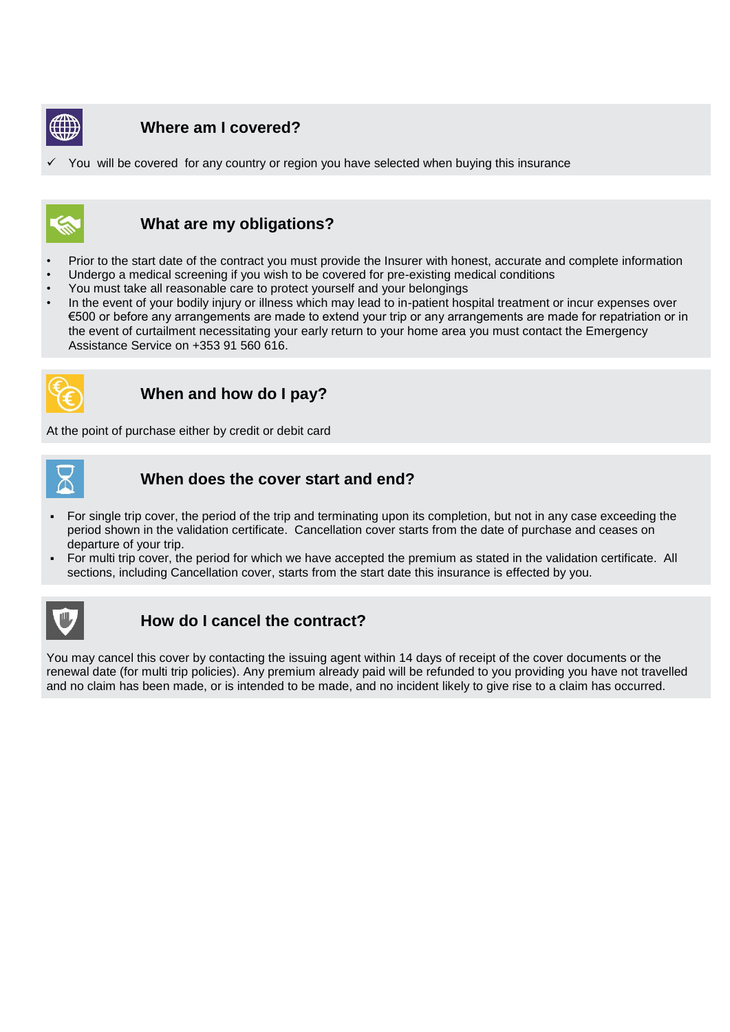## Where am I covered?

- ✓ You will be covered for any country or region you have selected when buying this insurance

## What are my obligations?

- Prior to the start date of the contract you must provide the Insurer with honest, accurate and complete information
- Undergo a medical screening if you wish to be covered for pre-existing medical conditions
- You must take all reasonable care to protect yourself and your belongings
- In the event of your bodily injury or illness which may lead to in-patient hospital treatment or incur expenses over €500 or before any arrangements are made to extend your trip or any arrangements are made for repatriation or in the event of curtailment necessitating your early return to your home area you must contact the Emergency Assistance Service on +353 91 560 616.

## When and how do I pay?

At the point of purchase either by credit or debit card

## When does the cover start and end?

- For single trip cover, the period of the trip and terminating upon its completion, but not in any case exceeding the period shown in the validation certificate. Cancellation cover starts from the date of purchase and ceases on departure of your trip.
- For multi trip cover, the period for which we have accepted the premium as stated in the validation certificate. All sections, including Cancellation cover, starts from the start date this insurance is effected by you.

## How do I cancel the contract?

You may cancel this cover by contacting the issuing agent within 14 days of receipt of the cover documents or the renewal date (for multi trip policies). Any premium already paid will be refunded to you providing you have not travelled and no claim has been made, or is intended to be made, and no incident likely to give rise to a claim has occurred.